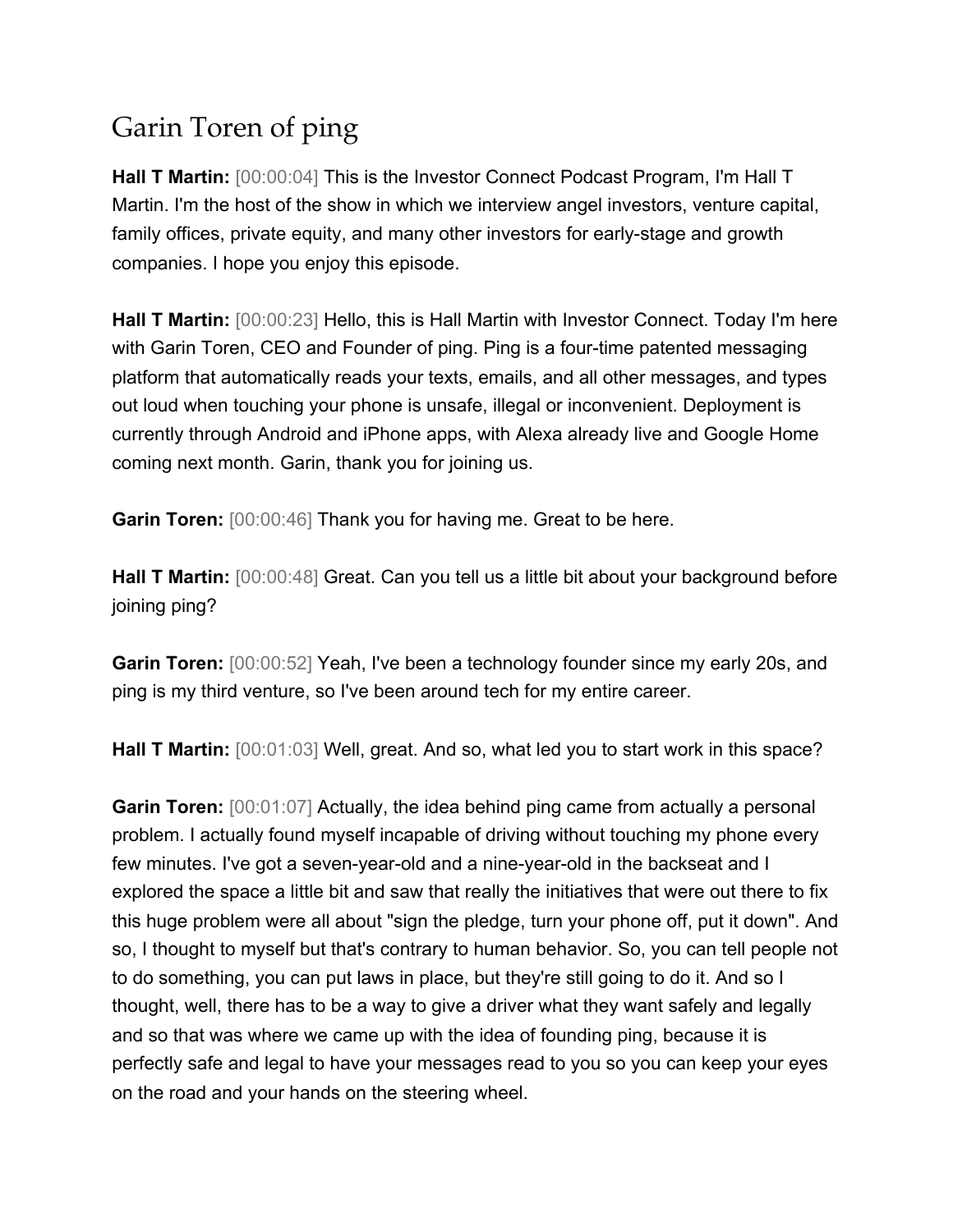# Garin Toren of ping

**Hall T Martin:** [00:00:04] This is the Investor Connect Podcast Program, I'm Hall T Martin. I'm the host of the show in which we interview angel investors, venture capital, family offices, private equity, and many other investors for early-stage and growth companies. I hope you enjoy this episode.

**Hall T Martin:** [00:00:23] Hello, this is Hall Martin with Investor Connect. Today I'm here with Garin Toren, CEO and Founder of ping. Ping is a four-time patented messaging platform that automatically reads your texts, emails, and all other messages, and types out loud when touching your phone is unsafe, illegal or inconvenient. Deployment is currently through Android and iPhone apps, with Alexa already live and Google Home coming next month. Garin, thank you for joining us.

**Garin Toren:** [00:00:46] Thank you for having me. Great to be here.

**Hall T Martin:** [00:00:48] Great. Can you tell us a little bit about your background before joining ping?

**Garin Toren:** [00:00:52] Yeah, I've been a technology founder since my early 20s, and ping is my third venture, so I've been around tech for my entire career.

**Hall T Martin:** [00:01:03] Well, great. And so, what led you to start work in this space?

**Garin Toren:** [00:01:07] Actually, the idea behind ping came from actually a personal problem. I actually found myself incapable of driving without touching my phone every few minutes. I've got a seven-year-old and a nine-year-old in the backseat and I explored the space a little bit and saw that really the initiatives that were out there to fix this huge problem were all about "sign the pledge, turn your phone off, put it down". And so, I thought to myself but that's contrary to human behavior. So, you can tell people not to do something, you can put laws in place, but they're still going to do it. And so I thought, well, there has to be a way to give a driver what they want safely and legally and so that was where we came up with the idea of founding ping, because it is perfectly safe and legal to have your messages read to you so you can keep your eyes on the road and your hands on the steering wheel.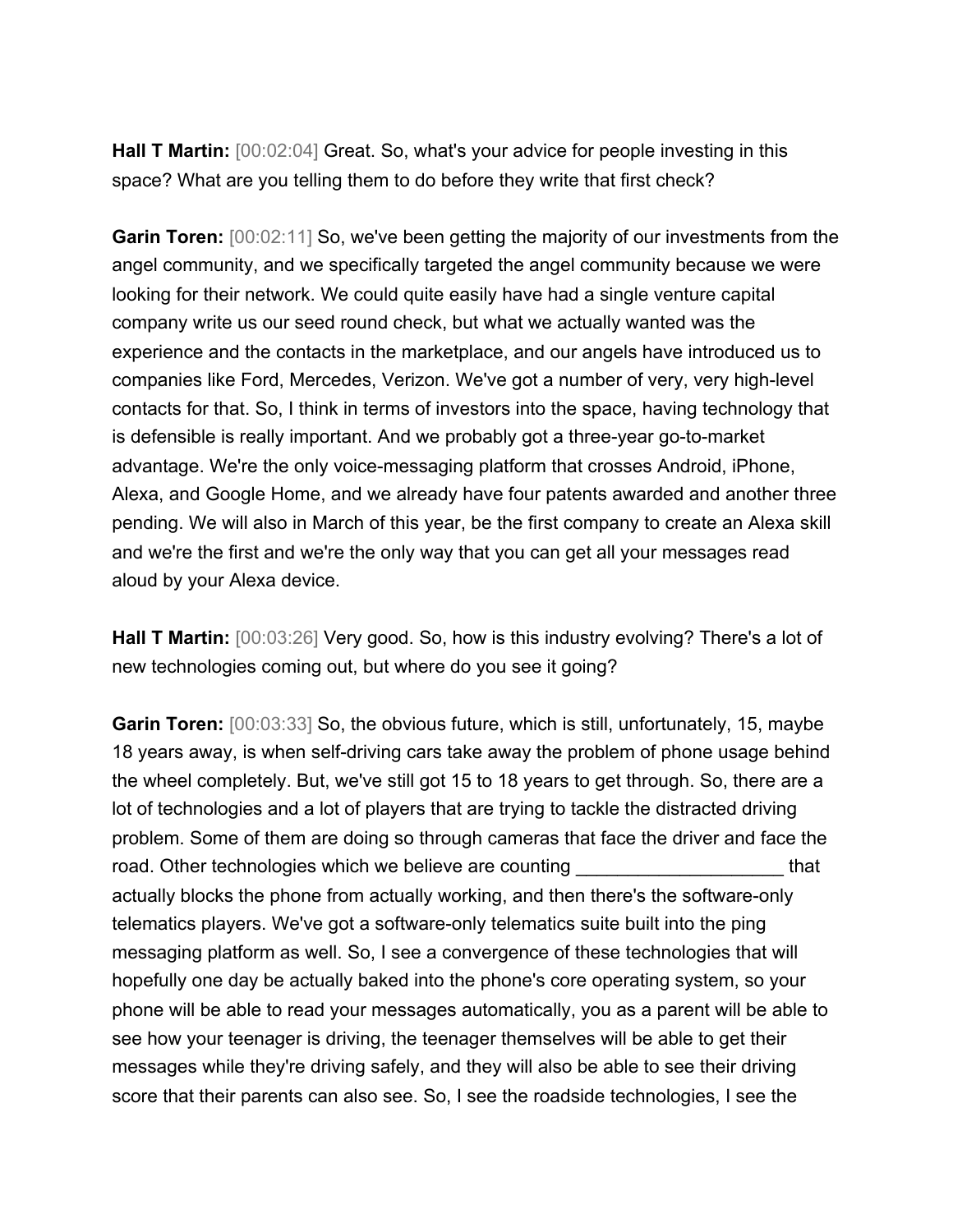**Hall T Martin:** [00:02:04] Great. So, what's your advice for people investing in this space? What are you telling them to do before they write that first check?

**Garin Toren:** [00:02:11] So, we've been getting the majority of our investments from the angel community, and we specifically targeted the angel community because we were looking for their network. We could quite easily have had a single venture capital company write us our seed round check, but what we actually wanted was the experience and the contacts in the marketplace, and our angels have introduced us to companies like Ford, Mercedes, Verizon. We've got a number of very, very high-level contacts for that. So, I think in terms of investors into the space, having technology that is defensible is really important. And we probably got a three-year go-to-market advantage. We're the only voice-messaging platform that crosses Android, iPhone, Alexa, and Google Home, and we already have four patents awarded and another three pending. We will also in March of this year, be the first company to create an Alexa skill and we're the first and we're the only way that you can get all your messages read aloud by your Alexa device.

**Hall T Martin:** [00:03:26] Very good. So, how is this industry evolving? There's a lot of new technologies coming out, but where do you see it going?

**Garin Toren:** [00:03:33] So, the obvious future, which is still, unfortunately, 15, maybe 18 years away, is when self-driving cars take away the problem of phone usage behind the wheel completely. But, we've still got 15 to 18 years to get through. So, there are a lot of technologies and a lot of players that are trying to tackle the distracted driving problem. Some of them are doing so through cameras that face the driver and face the road. Other technologies which we believe are counting ____________________ that actually blocks the phone from actually working, and then there's the software-only telematics players. We've got a software-only telematics suite built into the ping messaging platform as well. So, I see a convergence of these technologies that will hopefully one day be actually baked into the phone's core operating system, so your phone will be able to read your messages automatically, you as a parent will be able to see how your teenager is driving, the teenager themselves will be able to get their messages while they're driving safely, and they will also be able to see their driving score that their parents can also see. So, I see the roadside technologies, I see the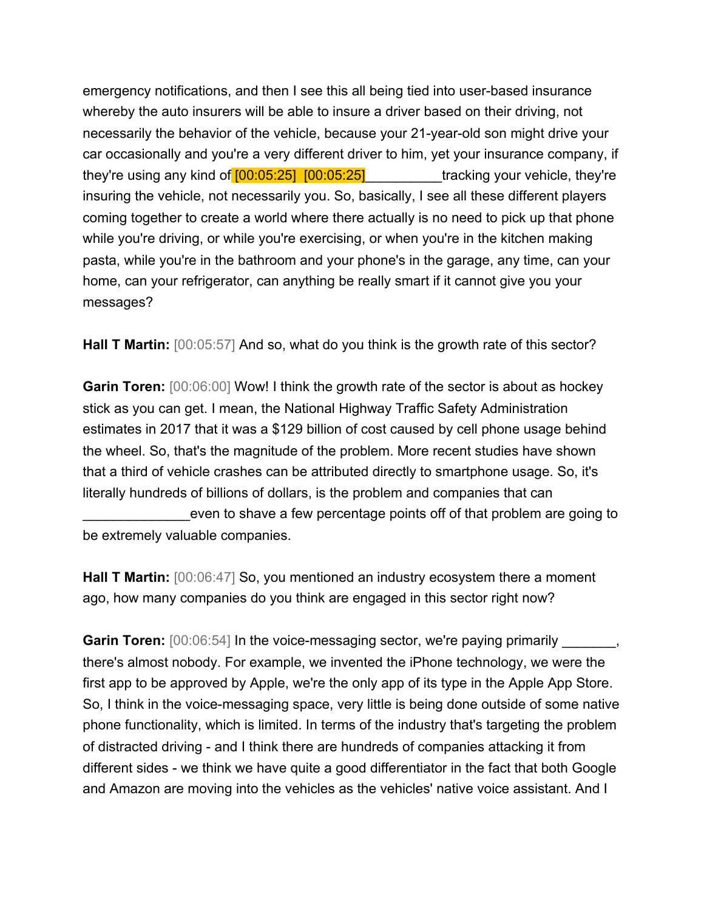emergency notifications, and then I see this all being tied into user-based insurance whereby the auto insurers will be able to insure a driver based on their driving, not necessarily the behavior of the vehicle, because your 21-year-old son might drive your car occasionally and you're a very different driver to him, yet your insurance company, if they're using any kind of [00:05:25]  [00:05:25]__________tracking your vehicle, they're insuring the vehicle, not necessarily you. So, basically, I see all these different players coming together to create a world where there actually is no need to pick up that phone while you're driving, or while you're exercising, or when you're in the kitchen making pasta, while you're in the bathroom and your phone's in the garage, any time, can your home, can your refrigerator, can anything be really smart if it cannot give you your messages?

**Hall T Martin:** [00:05:57] And so, what do you think is the growth rate of this sector?

**Garin Toren:** [00:06:00] Wow! I think the growth rate of the sector is about as hockey stick as you can get. I mean, the National Highway Traffic Safety Administration estimates in 2017 that it was a $129 billion of cost caused by cell phone usage behind the wheel. So, that's the magnitude of the problem. More recent studies have shown that a third of vehicle crashes can be attributed directly to smartphone usage. So, it's literally hundreds of billions of dollars, is the problem and companies that can ______________even to shave a few percentage points off of that problem are going to be extremely valuable companies.

**Hall T Martin:** [00:06:47] So, you mentioned an industry ecosystem there a moment ago, how many companies do you think are engaged in this sector right now?

**Garin Toren:** [00:06:54] In the voice-messaging sector, we're paying primarily _______, there's almost nobody. For example, we invented the iPhone technology, we were the first app to be approved by Apple, we're the only app of its type in the Apple App Store. So, I think in the voice-messaging space, very little is being done outside of some native phone functionality, which is limited. In terms of the industry that's targeting the problem of distracted driving - and I think there are hundreds of companies attacking it from different sides - we think we have quite a good differentiator in the fact that both Google and Amazon are moving into the vehicles as the vehicles' native voice assistant. And I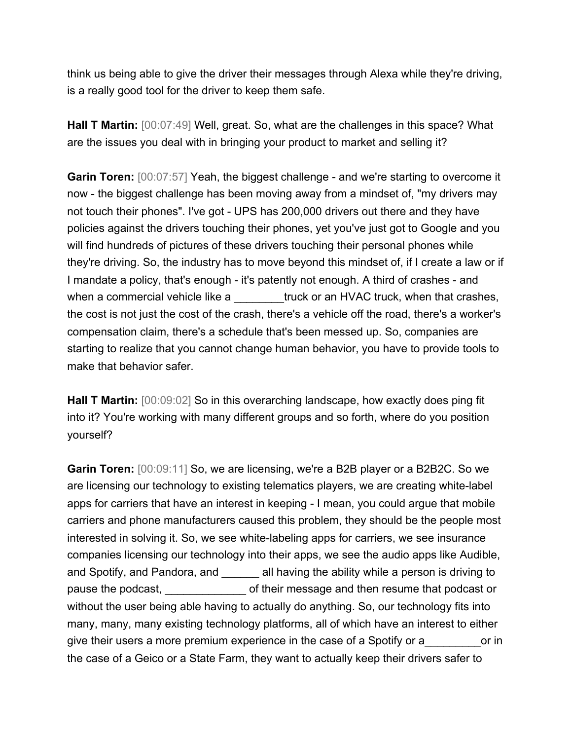think us being able to give the driver their messages through Alexa while they're driving, is a really good tool for the driver to keep them safe.

**Hall T Martin:** [00:07:49] Well, great. So, what are the challenges in this space? What are the issues you deal with in bringing your product to market and selling it?

**Garin Toren:** [00:07:57] Yeah, the biggest challenge - and we're starting to overcome it now - the biggest challenge has been moving away from a mindset of, "my drivers may not touch their phones". I've got - UPS has 200,000 drivers out there and they have policies against the drivers touching their phones, yet you've just got to Google and you will find hundreds of pictures of these drivers touching their personal phones while they're driving. So, the industry has to move beyond this mindset of, if I create a law or if I mandate a policy, that's enough - it's patently not enough. A third of crashes - and when a commercial vehicle like a ________truck or an HVAC truck, when that crashes, the cost is not just the cost of the crash, there's a vehicle off the road, there's a worker's compensation claim, there's a schedule that's been messed up. So, companies are starting to realize that you cannot change human behavior, you have to provide tools to make that behavior safer.

**Hall T Martin:** [00:09:02] So in this overarching landscape, how exactly does ping fit into it? You're working with many different groups and so forth, where do you position yourself?

**Garin Toren:** [00:09:11] So, we are licensing, we're a B2B player or a B2B2C. So we are licensing our technology to existing telematics players, we are creating white-label apps for carriers that have an interest in keeping - I mean, you could argue that mobile carriers and phone manufacturers caused this problem, they should be the people most interested in solving it. So, we see white-labeling apps for carriers, we see insurance companies licensing our technology into their apps, we see the audio apps like Audible, and Spotify, and Pandora, and ______ all having the ability while a person is driving to pause the podcast, _____________ of their message and then resume that podcast or without the user being able having to actually do anything. So, our technology fits into many, many, many existing technology platforms, all of which have an interest to either give their users a more premium experience in the case of a Spotify or a_________or in the case of a Geico or a State Farm, they want to actually keep their drivers safer to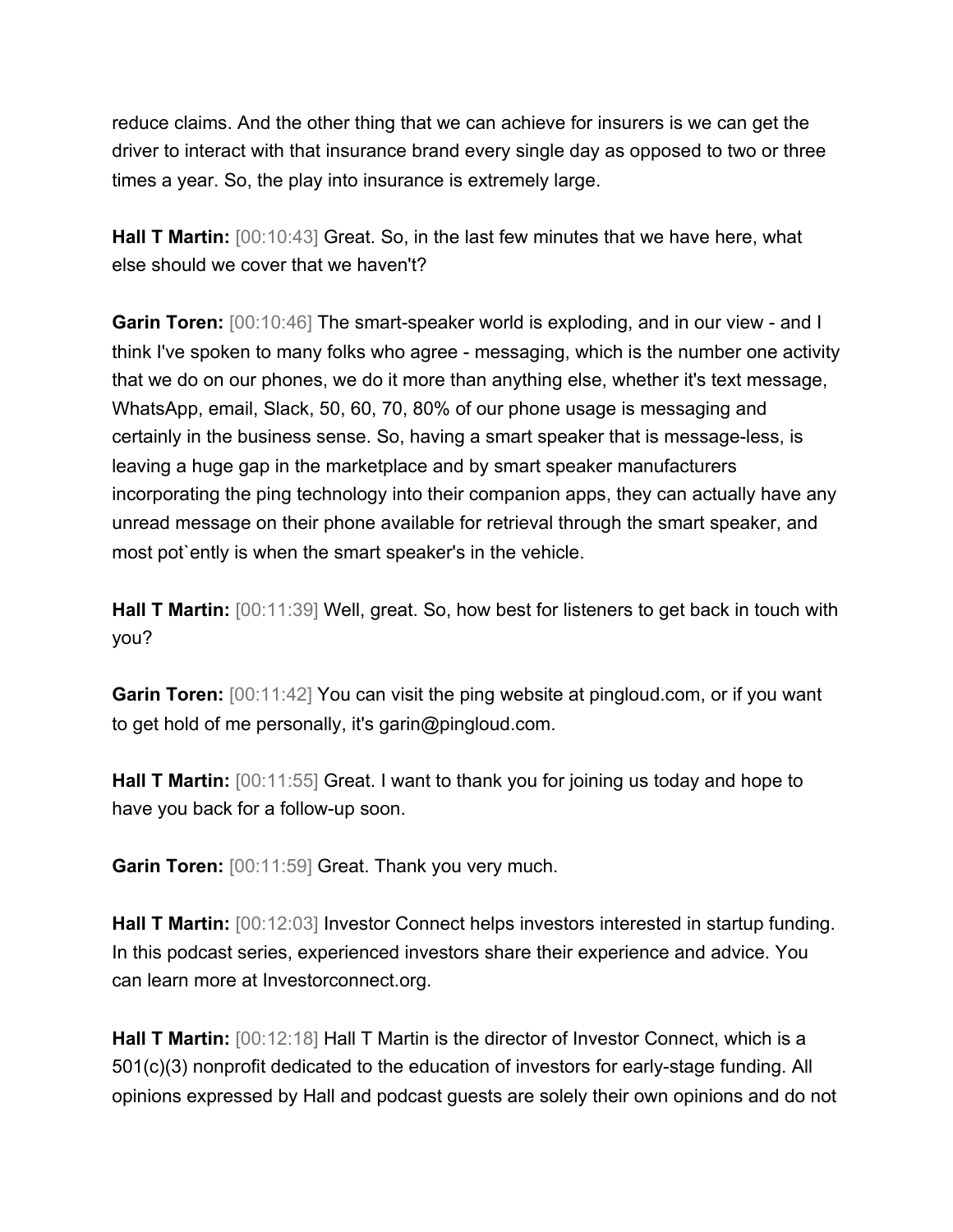reduce claims. And the other thing that we can achieve for insurers is we can get the driver to interact with that insurance brand every single day as opposed to two or three times a year. So, the play into insurance is extremely large.

**Hall T Martin:** [00:10:43] Great. So, in the last few minutes that we have here, what else should we cover that we haven't?

**Garin Toren:** [00:10:46] The smart-speaker world is exploding, and in our view - and I think I've spoken to many folks who agree - messaging, which is the number one activity that we do on our phones, we do it more than anything else, whether it's text message, WhatsApp, email, Slack, 50, 60, 70, 80% of our phone usage is messaging and certainly in the business sense. So, having a smart speaker that is message-less, is leaving a huge gap in the marketplace and by smart speaker manufacturers incorporating the ping technology into their companion apps, they can actually have any unread message on their phone available for retrieval through the smart speaker, and most pot`ently is when the smart speaker's in the vehicle.

**Hall T Martin:** [00:11:39] Well, great. So, how best for listeners to get back in touch with you?

**Garin Toren:** [00:11:42] You can visit the ping website at pingloud.com, or if you want to get hold of me personally, it's garin@pingloud.com.

**Hall T Martin:** [00:11:55] Great. I want to thank you for joining us today and hope to have you back for a follow-up soon.

**Garin Toren:** [00:11:59] Great. Thank you very much.

**Hall T Martin:** [00:12:03] Investor Connect helps investors interested in startup funding. In this podcast series, experienced investors share their experience and advice. You can learn more at Investorconnect.org.

**Hall T Martin:** [00:12:18] Hall T Martin is the director of Investor Connect, which is a 501(c)(3) nonprofit dedicated to the education of investors for early-stage funding. All opinions expressed by Hall and podcast guests are solely their own opinions and do not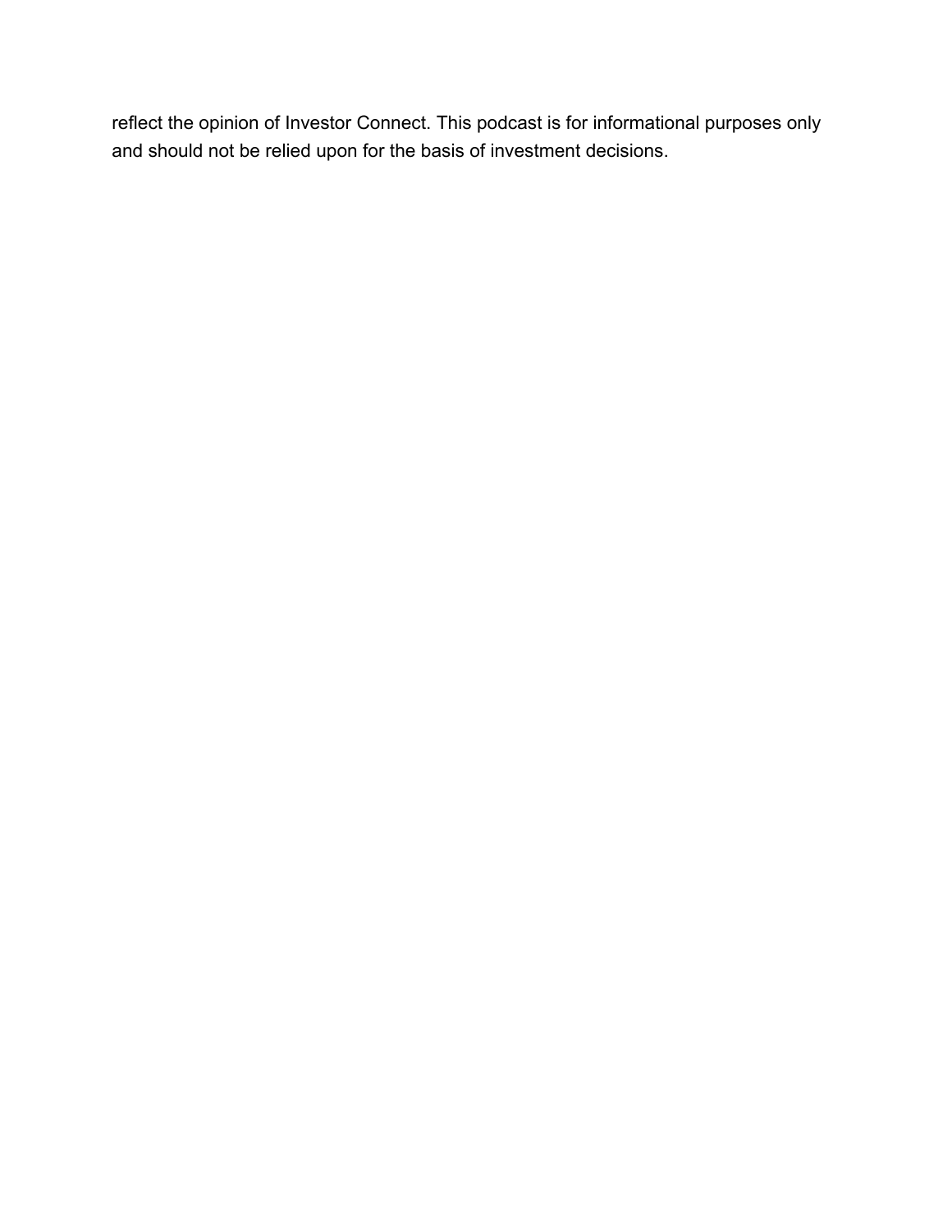reflect the opinion of Investor Connect. This podcast is for informational purposes only and should not be relied upon for the basis of investment decisions.